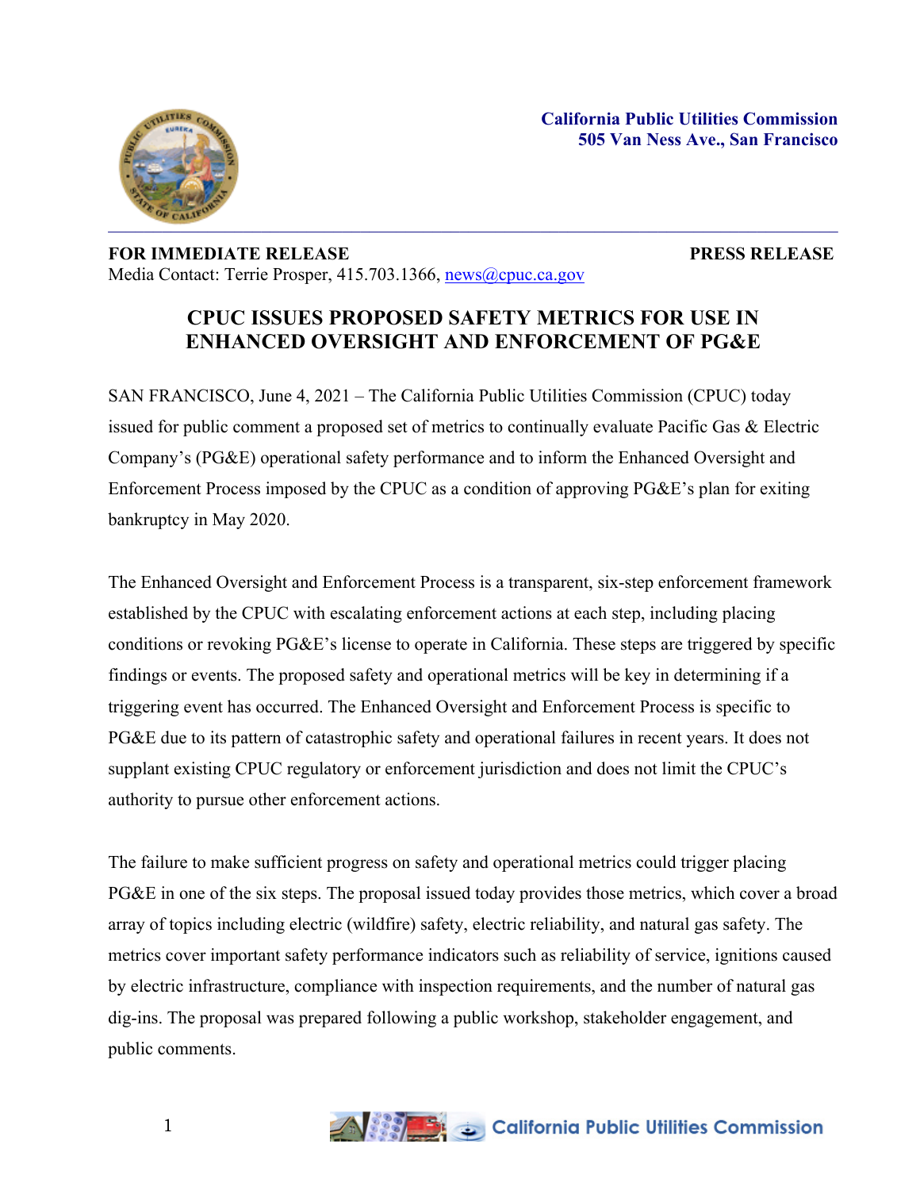**California Public Utilities Commission**
**505 Van Ness Ave., San Francisco**

**FOR IMMEDIATE RELEASE** **PRESS RELEASE**

Media Contact: Terrie Prosper, 415.703.1366, news@cpuc.ca.gov

# CPUC ISSUES PROPOSED SAFETY METRICS FOR USE IN ENHANCED OVERSIGHT AND ENFORCEMENT OF PG&E

SAN FRANCISCO, June 4, 2021 – The California Public Utilities Commission (CPUC) today issued for public comment a proposed set of metrics to continually evaluate Pacific Gas & Electric Company's (PG&E) operational safety performance and to inform the Enhanced Oversight and Enforcement Process imposed by the CPUC as a condition of approving PG&E's plan for exiting bankruptcy in May 2020.

The Enhanced Oversight and Enforcement Process is a transparent, six-step enforcement framework established by the CPUC with escalating enforcement actions at each step, including placing conditions or revoking PG&E's license to operate in California. These steps are triggered by specific findings or events. The proposed safety and operational metrics will be key in determining if a triggering event has occurred. The Enhanced Oversight and Enforcement Process is specific to PG&E due to its pattern of catastrophic safety and operational failures in recent years. It does not supplant existing CPUC regulatory or enforcement jurisdiction and does not limit the CPUC's authority to pursue other enforcement actions.

The failure to make sufficient progress on safety and operational metrics could trigger placing PG&E in one of the six steps. The proposal issued today provides those metrics, which cover a broad array of topics including electric (wildfire) safety, electric reliability, and natural gas safety. The metrics cover important safety performance indicators such as reliability of service, ignitions caused by electric infrastructure, compliance with inspection requirements, and the number of natural gas dig-ins. The proposal was prepared following a public workshop, stakeholder engagement, and public comments.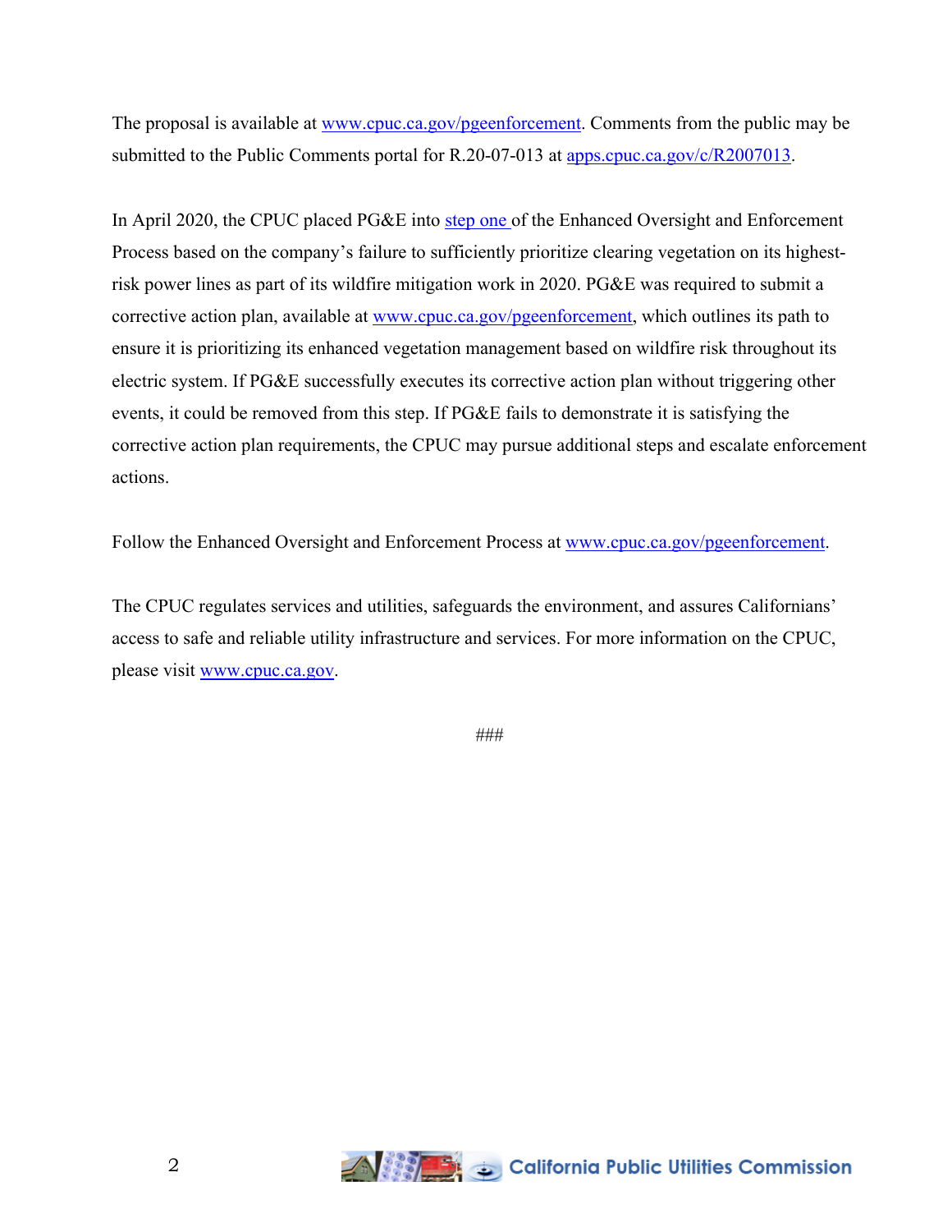The proposal is available at www.cpuc.ca.gov/pgeenforcement. Comments from the public may be submitted to the Public Comments portal for R.20-07-013 at apps.cpuc.ca.gov/c/R2007013.

In April 2020, the CPUC placed PG&E into step one of the Enhanced Oversight and Enforcement Process based on the company's failure to sufficiently prioritize clearing vegetation on its highest-risk power lines as part of its wildfire mitigation work in 2020. PG&E was required to submit a corrective action plan, available at www.cpuc.ca.gov/pgeenforcement, which outlines its path to ensure it is prioritizing its enhanced vegetation management based on wildfire risk throughout its electric system. If PG&E successfully executes its corrective action plan without triggering other events, it could be removed from this step. If PG&E fails to demonstrate it is satisfying the corrective action plan requirements, the CPUC may pursue additional steps and escalate enforcement actions.

Follow the Enhanced Oversight and Enforcement Process at www.cpuc.ca.gov/pgeenforcement.

The CPUC regulates services and utilities, safeguards the environment, and assures Californians' access to safe and reliable utility infrastructure and services. For more information on the CPUC, please visit www.cpuc.ca.gov.

###